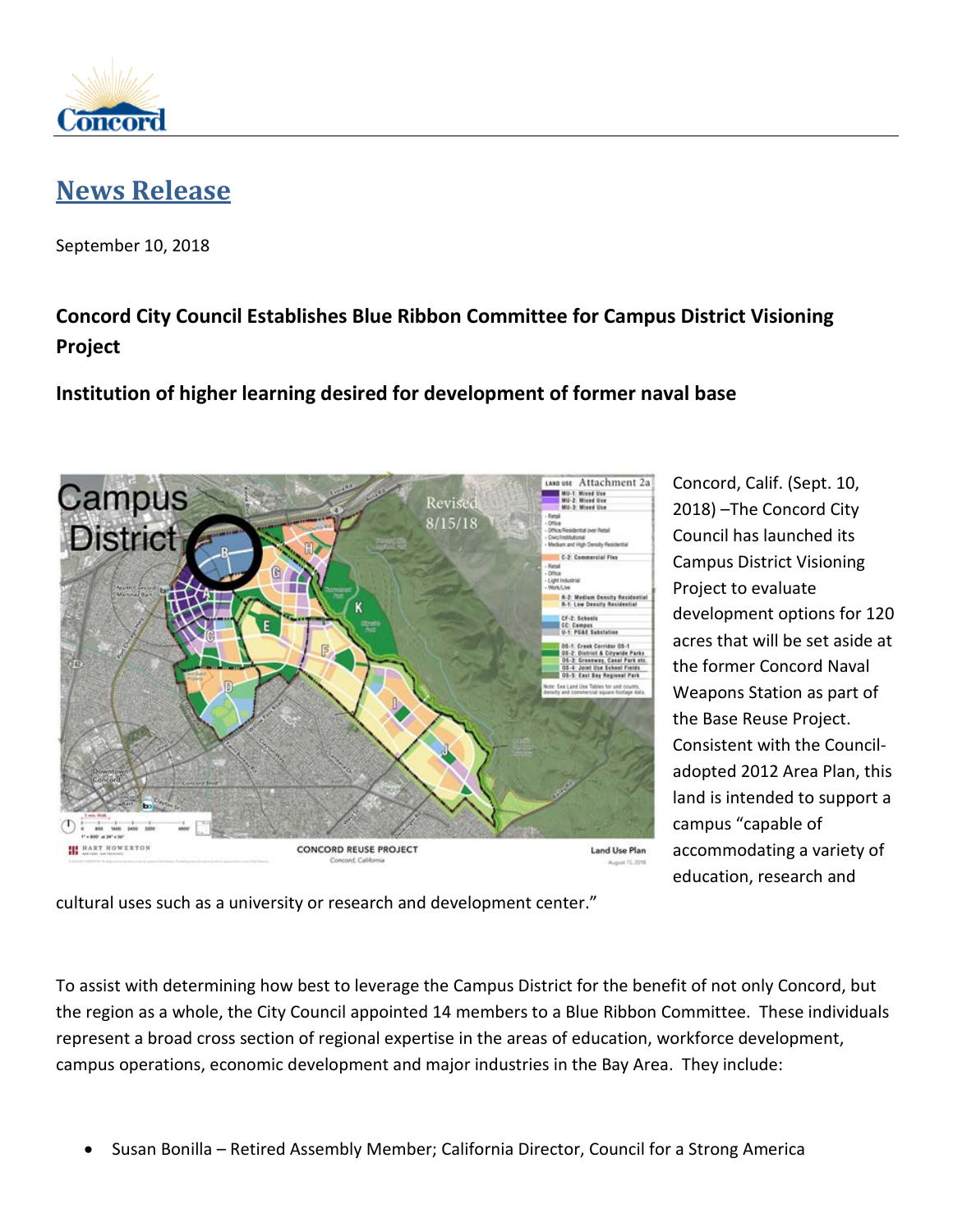# News Release

September 10, 2018

## Concord City Council Establishes Blue Ribbon Committee for Campus District Visioning Project

### Institution of higher learning desired for development of former naval base

Concord, Calif. (Sept. 10, 2018) –The Concord City Council has launched its Campus District Visioning Project to evaluate development options for 120 acres that will be set aside at the former Concord Naval Weapons Station as part of the Base Reuse Project. Consistent with the Council-adopted 2012 Area Plan, this land is intended to support a campus "capable of accommodating a variety of education, research and cultural uses such as a university or research and development center."

To assist with determining how best to leverage the Campus District for the benefit of not only Concord, but the region as a whole, the City Council appointed 14 members to a Blue Ribbon Committee. These individuals represent a broad cross section of regional expertise in the areas of education, workforce development, campus operations, economic development and major industries in the Bay Area. They include:

- Susan Bonilla – Retired Assembly Member; California Director, Council for a Strong America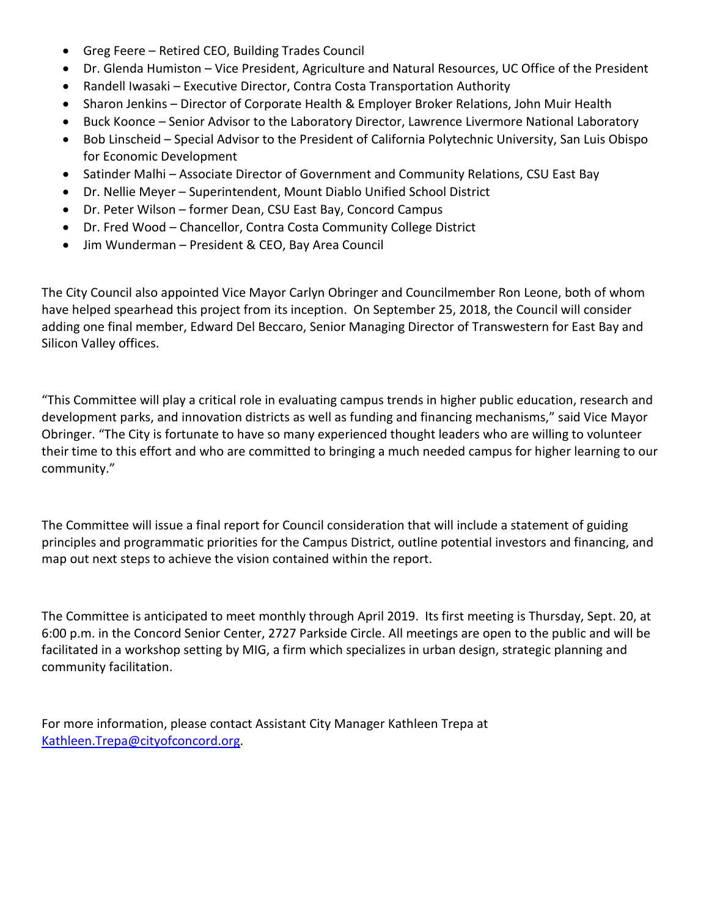- Greg Feere – Retired CEO, Building Trades Council
- Dr. Glenda Humiston – Vice President, Agriculture and Natural Resources, UC Office of the President
- Randell Iwasaki – Executive Director, Contra Costa Transportation Authority
- Sharon Jenkins – Director of Corporate Health & Employer Broker Relations, John Muir Health
- Buck Koonce – Senior Advisor to the Laboratory Director, Lawrence Livermore National Laboratory
- Bob Linscheid – Special Advisor to the President of California Polytechnic University, San Luis Obispo for Economic Development
- Satinder Malhi – Associate Director of Government and Community Relations, CSU East Bay
- Dr. Nellie Meyer – Superintendent, Mount Diablo Unified School District
- Dr. Peter Wilson – former Dean, CSU East Bay, Concord Campus
- Dr. Fred Wood – Chancellor, Contra Costa Community College District
- Jim Wunderman – President & CEO, Bay Area Council

The City Council also appointed Vice Mayor Carlyn Obringer and Councilmember Ron Leone, both of whom have helped spearhead this project from its inception. On September 25, 2018, the Council will consider adding one final member, Edward Del Beccaro, Senior Managing Director of Transwestern for East Bay and Silicon Valley offices.

"This Committee will play a critical role in evaluating campus trends in higher public education, research and development parks, and innovation districts as well as funding and financing mechanisms," said Vice Mayor Obringer. "The City is fortunate to have so many experienced thought leaders who are willing to volunteer their time to this effort and who are committed to bringing a much needed campus for higher learning to our community."

The Committee will issue a final report for Council consideration that will include a statement of guiding principles and programmatic priorities for the Campus District, outline potential investors and financing, and map out next steps to achieve the vision contained within the report.

The Committee is anticipated to meet monthly through April 2019. Its first meeting is Thursday, Sept. 20, at 6:00 p.m. in the Concord Senior Center, 2727 Parkside Circle. All meetings are open to the public and will be facilitated in a workshop setting by MIG, a firm which specializes in urban design, strategic planning and community facilitation.

For more information, please contact Assistant City Manager Kathleen Trepa at Kathleen.Trepa@cityofconcord.org.